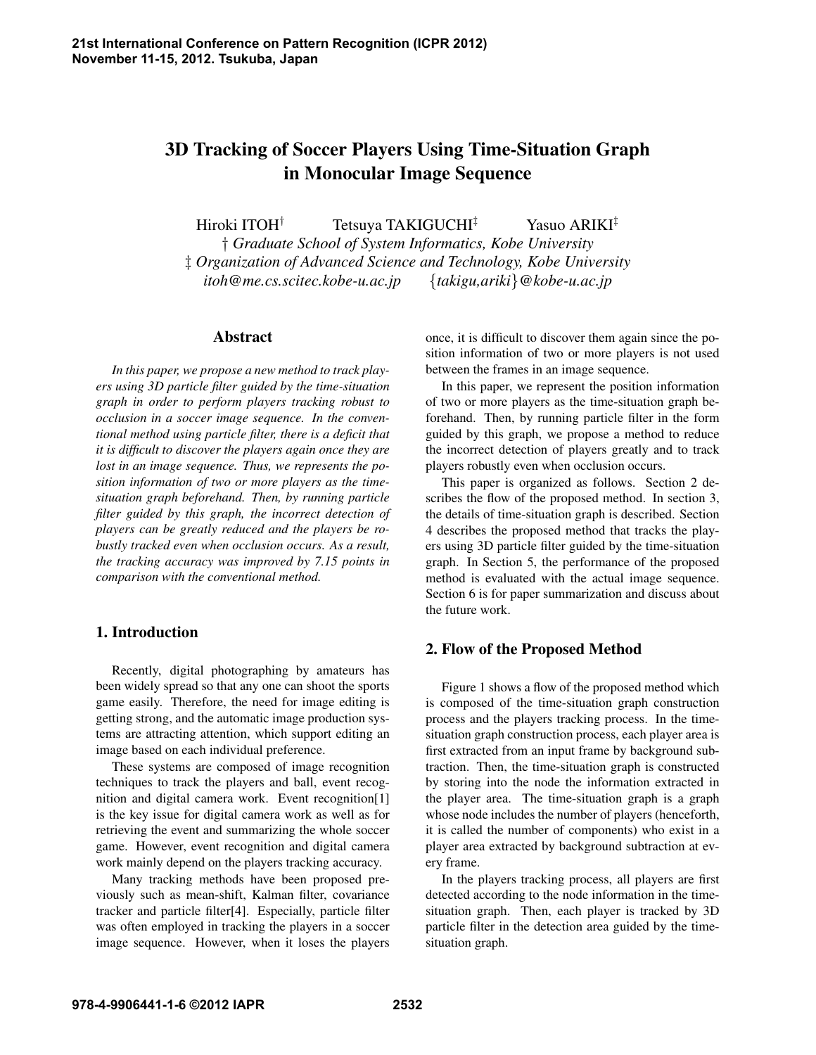# 3D Tracking of Soccer Players Using Time-Situation Graph in Monocular Image Sequence

Hiroki ITOH† Tetsuya TAKIGUCHI‡ Yasuo ARIKI‡

† *Graduate School of System Informatics, Kobe University*
‡ *Organization of Advanced Science and Technology, Kobe University*
*itoh@me.cs.scitec.kobe-u.ac.jp* {*takigu,ariki*}*@kobe-u.ac.jp*

## Abstract

*In this paper, we propose a new method to track players using 3D particle filter guided by the time-situation graph in order to perform players tracking robust to occlusion in a soccer image sequence. In the conventional method using particle filter, there is a deficit that it is difficult to discover the players again once they are lost in an image sequence. Thus, we represents the position information of two or more players as the time-situation graph beforehand. Then, by running particle filter guided by this graph, the incorrect detection of players can be greatly reduced and the players be robustly tracked even when occlusion occurs. As a result, the tracking accuracy was improved by 7.15 points in comparison with the conventional method.*

## 1. Introduction

Recently, digital photographing by amateurs has been widely spread so that any one can shoot the sports game easily. Therefore, the need for image editing is getting strong, and the automatic image production systems are attracting attention, which support editing an image based on each individual preference.

These systems are composed of image recognition techniques to track the players and ball, event recognition and digital camera work. Event recognition[1] is the key issue for digital camera work as well as for retrieving the event and summarizing the whole soccer game. However, event recognition and digital camera work mainly depend on the players tracking accuracy.

Many tracking methods have been proposed previously such as mean-shift, Kalman filter, covariance tracker and particle filter[4]. Especially, particle filter was often employed in tracking the players in a soccer image sequence. However, when it loses the players once, it is difficult to discover them again since the position information of two or more players is not used between the frames in an image sequence.

In this paper, we represent the position information of two or more players as the time-situation graph beforehand. Then, by running particle filter in the form guided by this graph, we propose a method to reduce the incorrect detection of players greatly and to track players robustly even when occlusion occurs.

This paper is organized as follows. Section 2 describes the flow of the proposed method. In section 3, the details of time-situation graph is described. Section 4 describes the proposed method that tracks the players using 3D particle filter guided by the time-situation graph. In Section 5, the performance of the proposed method is evaluated with the actual image sequence. Section 6 is for paper summarization and discuss about the future work.

## 2. Flow of the Proposed Method

Figure 1 shows a flow of the proposed method which is composed of the time-situation graph construction process and the players tracking process. In the time-situation graph construction process, each player area is first extracted from an input frame by background subtraction. Then, the time-situation graph is constructed by storing into the node the information extracted in the player area. The time-situation graph is a graph whose node includes the number of players (henceforth, it is called the number of components) who exist in a player area extracted by background subtraction at every frame.

In the players tracking process, all players are first detected according to the node information in the time-situation graph. Then, each player is tracked by 3D particle filter in the detection area guided by the time-situation graph.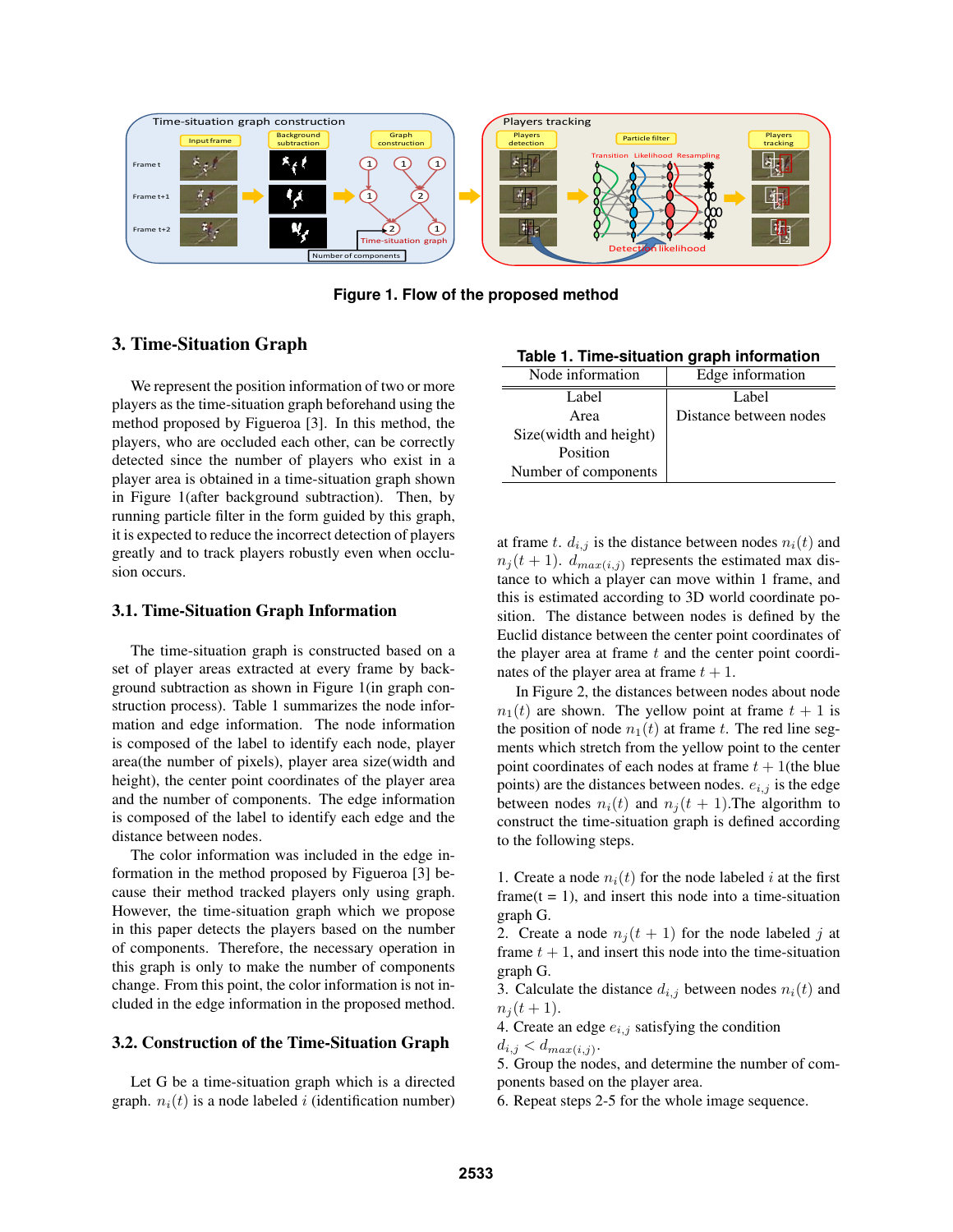Time-situation graph construction

Input frame

Background subtraction

Graph construction

Frame t

Frame t+1

Frame t+2

Time-situation graph

Number of components

Players tracking

Players detection

Particle filter

Players tracking

Transition Likelihood Resampling

Detection likelihood

**Figure 1. Flow of the proposed method**

## 3. Time-Situation Graph

We represent the position information of two or more players as the time-situation graph beforehand using the method proposed by Figueroa [3]. In this method, the players, who are occluded each other, can be correctly detected since the number of players who exist in a player area is obtained in a time-situation graph shown in Figure 1(after background subtraction). Then, by running particle filter in the form guided by this graph, it is expected to reduce the incorrect detection of players greatly and to track players robustly even when occlusion occurs.

### 3.1. Time-Situation Graph Information

The time-situation graph is constructed based on a set of player areas extracted at every frame by background subtraction as shown in Figure 1(in graph construction process). Table 1 summarizes the node information and edge information. The node information is composed of the label to identify each node, player area(the number of pixels), player area size(width and height), the center point coordinates of the player area and the number of components. The edge information is composed of the label to identify each edge and the distance between nodes.

The color information was included in the edge information in the method proposed by Figueroa [3] because their method tracked players only using graph. However, the time-situation graph which we propose in this paper detects the players based on the number of components. Therefore, the necessary operation in this graph is only to make the number of components change. From this point, the color information is not included in the edge information in the proposed method.

### 3.2. Construction of the Time-Situation Graph

Let G be a time-situation graph which is a directed graph. $n_i(t)$ is a node labeled $i$ (identification number) at frame $t$. $d_{i,j}$ is the distance between nodes $n_i(t)$ and $n_j(t+1)$. $d_{max(i,j)}$ represents the estimated max distance to which a player can move within 1 frame, and this is estimated according to 3D world coordinate position. The distance between nodes is defined by the Euclid distance between the center point coordinates of the player area at frame $t$ and the center point coordinates of the player area at frame $t+1$.

In Figure 2, the distances between nodes about node $n_1(t)$ are shown. The yellow point at frame $t+1$ is the position of node $n_1(t)$ at frame $t$. The red line segments which stretch from the yellow point to the center point coordinates of each nodes at frame $t+1$(the blue points) are the distances between nodes. $e_{i,j}$ is the edge between nodes $n_i(t)$ and $n_j(t+1)$.The algorithm to construct the time-situation graph is defined according to the following steps.

1. Create a node $n_i(t)$ for the node labeled $i$ at the first frame(t = 1), and insert this node into a time-situation graph G.
2. Create a node $n_j(t+1)$ for the node labeled $j$ at frame $t+1$, and insert this node into the time-situation graph G.
3. Calculate the distance $d_{i,j}$ between nodes $n_i(t)$ and $n_j(t+1)$.
4. Create an edge $e_{i,j}$ satisfying the condition $d_{i,j} < d_{max(i,j)}$.
5. Group the nodes, and determine the number of components based on the player area.
6. Repeat steps 2-5 for the whole image sequence.

**Table 1. Time-situation graph information**

| Node information | Edge information |
|---|---|
| Label | Label |
| Area | Distance between nodes |
| Size(width and height) | |
| Position | |
| Number of components | |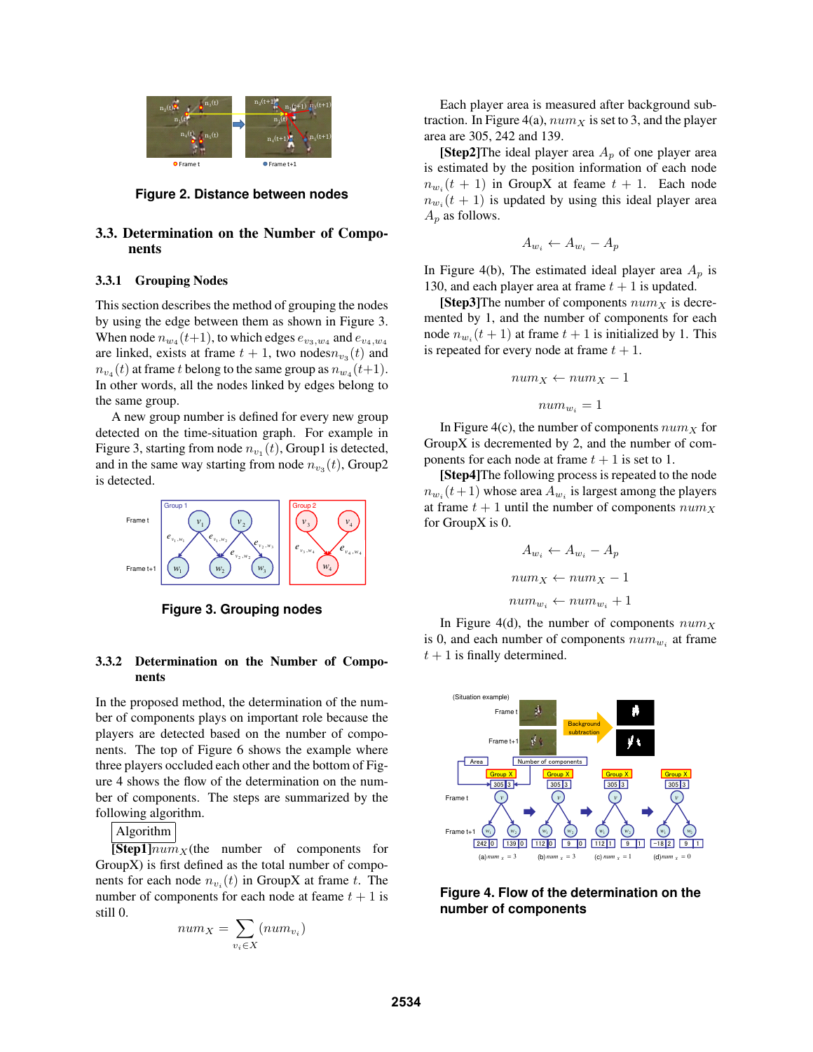Figure 2. Distance between nodes

### 3.3. Determination on the Number of Components

#### 3.3.1 Grouping Nodes

This section describes the method of grouping the nodes by using the edge between them as shown in Figure 3. When node $n_{w_4}(t+1)$, to which edges $e_{v_3,w_4}$ and $e_{v_4,w_4}$ are linked, exists at frame $t+1$, two nodes$n_{v_3}(t)$ and $n_{v_4}(t)$ at frame $t$ belong to the same group as $n_{w_4}(t+1)$. In other words, all the nodes linked by edges belong to the same group.

A new group number is defined for every new group detected on the time-situation graph. For example in Figure 3, starting from node $n_{v_1}(t)$, Group1 is detected, and in the same way starting from node $n_{v_3}(t)$, Group2 is detected.

Figure 3. Grouping nodes

#### 3.3.2 Determination on the Number of Components

In the proposed method, the determination of the number of components plays on important role because the players are detected based on the number of components. The top of Figure 6 shows the example where three players occluded each other and the bottom of Figure 4 shows the flow of the determination on the number of components. The steps are summarized by the following algorithm.

Algorithm

**[Step1]**$num_X$(the number of components for GroupX) is first defined as the total number of components for each node $n_{v_i}(t)$ in GroupX at frame $t$. The number of components for each node at feame $t+1$ is still 0.

$$num_X = \sum_{v_i \in X} (num_{v_i})$$

Each player area is measured after background subtraction. In Figure 4(a), $num_X$ is set to 3, and the player area are 305, 242 and 139.

**[Step2]**The ideal player area $A_p$ of one player area is estimated by the position information of each node $n_{w_i}(t+1)$ in GroupX at feame $t+1$. Each node $n_{w_i}(t+1)$ is updated by using this ideal player area $A_p$ as follows.

$$A_{w_i} \leftarrow A_{w_i} - A_p$$

In Figure 4(b), The estimated ideal player area $A_p$ is 130, and each player area at frame $t+1$ is updated.

**[Step3]**The number of components $num_X$ is decremented by 1, and the number of components for each node $n_{w_i}(t+1)$ at frame $t+1$ is initialized by 1. This is repeated for every node at frame $t+1$.

$$num_X \leftarrow num_X - 1$$

$$num_{w_i} = 1$$

In Figure 4(c), the number of components $num_X$ for GroupX is decremented by 2, and the number of components for each node at frame $t+1$ is set to 1.

**[Step4]**The following process is repeated to the node $n_{w_i}(t+1)$ whose area $A_{w_i}$ is largest among the players at frame $t+1$ until the number of components $num_X$ for GroupX is 0.

$$A_{w_i} \leftarrow A_{w_i} - A_p$$

$$num_X \leftarrow num_X - 1$$

$$num_{w_i} \leftarrow num_{w_i} + 1$$

In Figure 4(d), the number of components $num_X$ is 0, and each number of components $num_{w_i}$ at frame $t+1$ is finally determined.

Figure 4. Flow of the determination on the number of components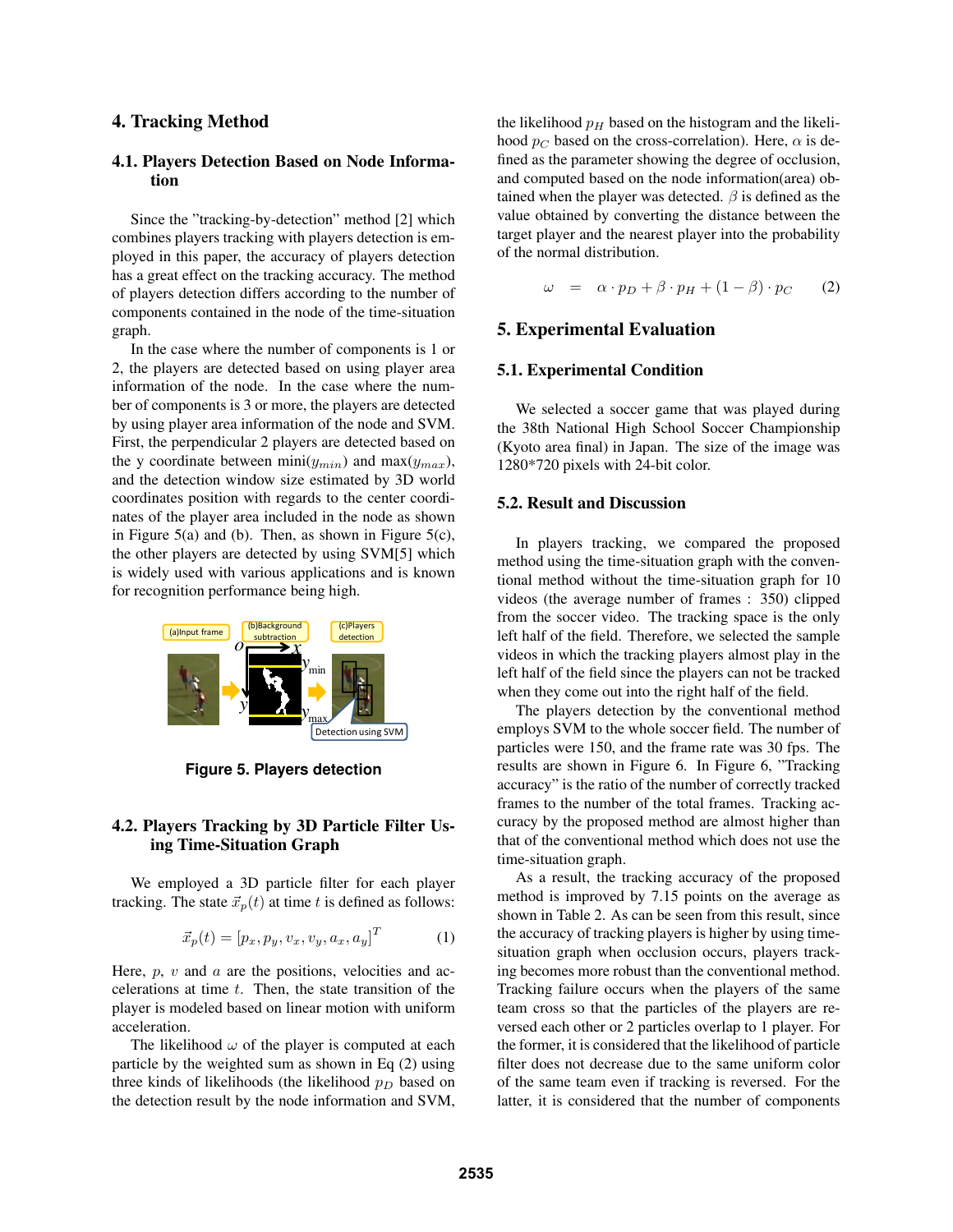## 4. Tracking Method

### 4.1. Players Detection Based on Node Information

Since the "tracking-by-detection" method [2] which combines players tracking with players detection is employed in this paper, the accuracy of players detection has a great effect on the tracking accuracy. The method of players detection differs according to the number of components contained in the node of the time-situation graph.

In the case where the number of components is 1 or 2, the players are detected based on using player area information of the node. In the case where the number of components is 3 or more, the players are detected by using player area information of the node and SVM. First, the perpendicular 2 players are detected based on the y coordinate between mini($y_{min}$) and max($y_{max}$), and the detection window size estimated by 3D world coordinates position with regards to the center coordinates of the player area included in the node as shown in Figure 5(a) and (b). Then, as shown in Figure 5(c), the other players are detected by using SVM[5] which is widely used with various applications and is known for recognition performance being high.

(a)Input frame

(b)Background subtraction

(c)Players detection

O

x

y

$y_{min}$

$y_{max}$

Detection using SVM

**Figure 5. Players detection**

### 4.2. Players Tracking by 3D Particle Filter Using Time-Situation Graph

We employed a 3D particle filter for each player tracking. The state $\vec{x}_p(t)$ at time $t$ is defined as follows:

$$\vec{x}_p(t) = [p_x, p_y, v_x, v_y, a_x, a_y]^T \quad (1)$$

Here, $p$, $v$ and $a$ are the positions, velocities and accelerations at time $t$. Then, the state transition of the player is modeled based on linear motion with uniform acceleration.

The likelihood $\omega$ of the player is computed at each particle by the weighted sum as shown in Eq (2) using three kinds of likelihoods (the likelihood $p_D$ based on the detection result by the node information and SVM, the likelihood $p_H$ based on the histogram and the likelihood $p_C$ based on the cross-correlation). Here, $\alpha$ is defined as the parameter showing the degree of occlusion, and computed based on the node information(area) obtained when the player was detected. $\beta$ is defined as the value obtained by converting the distance between the target player and the nearest player into the probability of the normal distribution.

$$\omega = \alpha \cdot p_D + \beta \cdot p_H + (1 - \beta) \cdot p_C \quad (2)$$

## 5. Experimental Evaluation

### 5.1. Experimental Condition

We selected a soccer game that was played during the 38th National High School Soccer Championship (Kyoto area final) in Japan. The size of the image was 1280*720 pixels with 24-bit color.

### 5.2. Result and Discussion

In players tracking, we compared the proposed method using the time-situation graph with the conventional method without the time-situation graph for 10 videos (the average number of frames : 350) clipped from the soccer video. The tracking space is the only left half of the field. Therefore, we selected the sample videos in which the tracking players almost play in the left half of the field since the players can not be tracked when they come out into the right half of the field.

The players detection by the conventional method employs SVM to the whole soccer field. The number of particles were 150, and the frame rate was 30 fps. The results are shown in Figure 6. In Figure 6, "Tracking accuracy" is the ratio of the number of correctly tracked frames to the number of the total frames. Tracking accuracy by the proposed method are almost higher than that of the conventional method which does not use the time-situation graph.

As a result, the tracking accuracy of the proposed method is improved by 7.15 points on the average as shown in Table 2. As can be seen from this result, since the accuracy of tracking players is higher by using time-situation graph when occlusion occurs, players tracking becomes more robust than the conventional method. Tracking failure occurs when the players of the same team cross so that the particles of the players are reversed each other or 2 particles overlap to 1 player. For the former, it is considered that the likelihood of particle filter does not decrease due to the same uniform color of the same team even if tracking is reversed. For the latter, it is considered that the number of components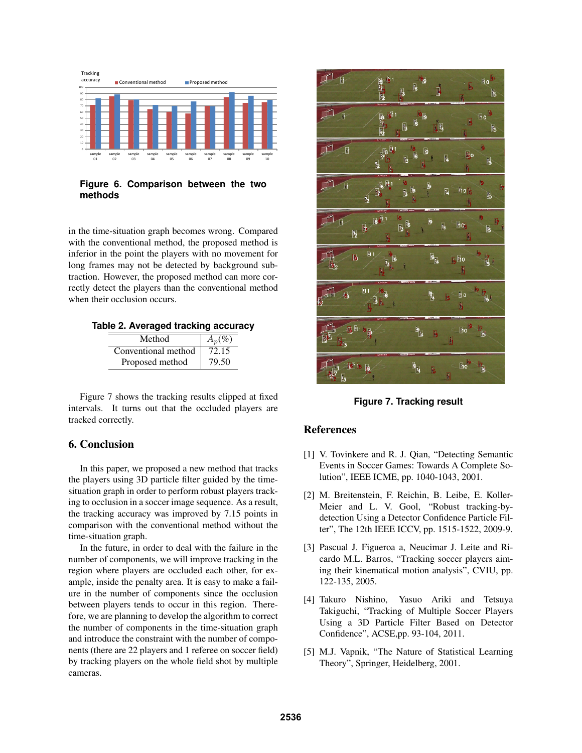Tracking accuracy

Conventional method

Proposed method

100
90
80
70
60
50
40
30
20
10
0

sample 01
sample 02
sample 03
sample 04
sample 05
sample 06
sample 07
sample 08
sample 09
sample 10

**Figure 6. Comparison between the two methods**

in the time-situation graph becomes wrong. Compared with the conventional method, the proposed method is inferior in the point the players with no movement for long frames may not be detected by background subtraction. However, the proposed method can more correctly detect the players than the conventional method when their occlusion occurs.

**Table 2. Averaged tracking accuracy**

| Method | $A_p(\%)$ |
|---|---|
| Conventional method | 72.15 |
| Proposed method | 79.50 |

Figure 7 shows the tracking results clipped at fixed intervals. It turns out that the occluded players are tracked correctly.

## 6. Conclusion

In this paper, we proposed a new method that tracks the players using 3D particle filter guided by the time-situation graph in order to perform robust players tracking to occlusion in a soccer image sequence. As a result, the tracking accuracy was improved by 7.15 points in comparison with the conventional method without the time-situation graph.

In the future, in order to deal with the failure in the number of components, we will improve tracking in the region where players are occluded each other, for example, inside the penalty area. It is easy to make a failure in the number of components since the occlusion between players tends to occur in this region. Therefore, we are planning to develop the algorithm to correct the number of components in the time-situation graph and introduce the constraint with the number of components (there are 22 players and 1 referee on soccer field) by tracking players on the whole field shot by multiple cameras.

**Figure 7. Tracking result**

## References

[1] V. Tovinkere and R. J. Qian, "Detecting Semantic Events in Soccer Games: Towards A Complete Solution", IEEE ICME, pp. 1040-1043, 2001.

[2] M. Breitenstein, F. Reichin, B. Leibe, E. Koller-Meier and L. V. Gool, "Robust tracking-by-detection Using a Detector Confidence Particle Filter", The 12th IEEE ICCV, pp. 1515-1522, 2009-9.

[3] Pascual J. Figueroa a, Neucimar J. Leite and Ricardo M.L. Barros, "Tracking soccer players aiming their kinematical motion analysis", CVIU, pp. 122-135, 2005.

[4] Takuro Nishino, Yasuo Ariki and Tetsuya Takiguchi, "Tracking of Multiple Soccer Players Using a 3D Particle Filter Based on Detector Confidence", ACSE,pp. 93-104, 2011.

[5] M.J. Vapnik, "The Nature of Statistical Learning Theory", Springer, Heidelberg, 2001.